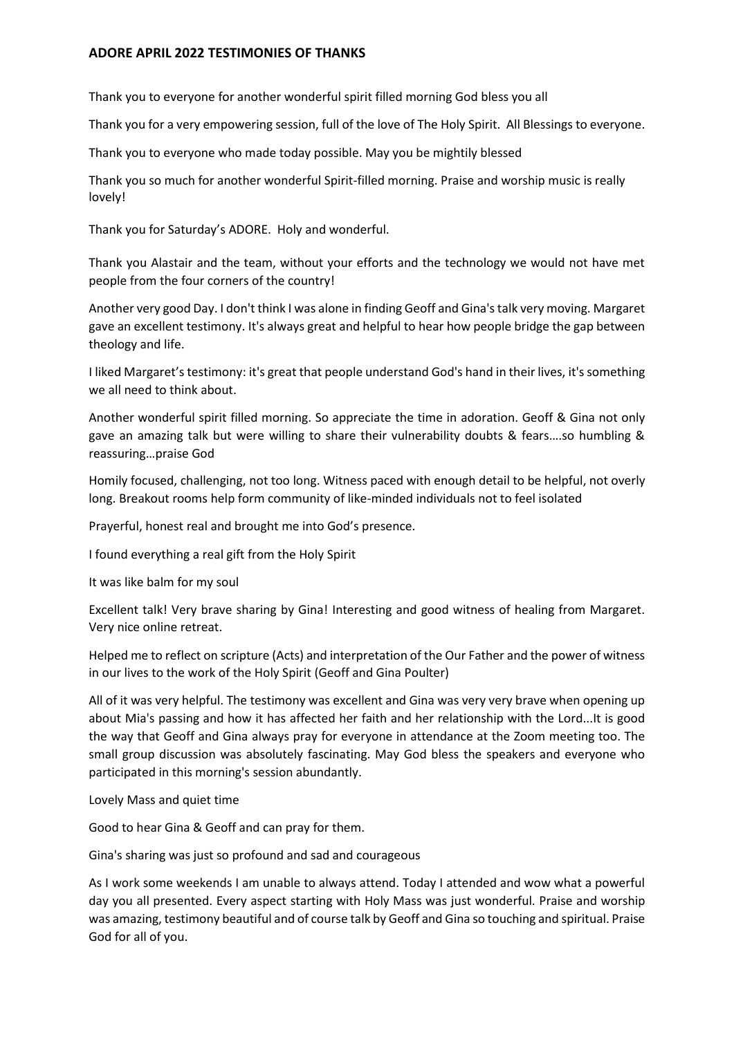# ADORE APRIL 2022 TESTIMONIES OF THANKS

Thank you to everyone for another wonderful spirit filled morning God bless you all

Thank you for a very empowering session, full of the love of The Holy Spirit. All Blessings to everyone.

Thank you to everyone who made today possible. May you be mightily blessed

Thank you so much for another wonderful Spirit-filled morning. Praise and worship music is really lovely!

Thank you for Saturday's ADORE. Holy and wonderful.

Thank you Alastair and the team, without your efforts and the technology we would not have met people from the four corners of the country!

Another very good Day. I don't think I was alone in finding Geoff and Gina's talk very moving. Margaret gave an excellent testimony. It's always great and helpful to hear how people bridge the gap between theology and life.

I liked Margaret's testimony: it's great that people understand God's hand in their lives, it's something we all need to think about.

Another wonderful spirit filled morning. So appreciate the time in adoration. Geoff & Gina not only gave an amazing talk but were willing to share their vulnerability doubts & fears….so humbling & reassuring…praise God

Homily focused, challenging, not too long. Witness paced with enough detail to be helpful, not overly long. Breakout rooms help form community of like-minded individuals not to feel isolated

Prayerful, honest real and brought me into God's presence.

I found everything a real gift from the Holy Spirit

It was like balm for my soul

Excellent talk! Very brave sharing by Gina! Interesting and good witness of healing from Margaret. Very nice online retreat.

Helped me to reflect on scripture (Acts) and interpretation of the Our Father and the power of witness in our lives to the work of the Holy Spirit (Geoff and Gina Poulter)

All of it was very helpful. The testimony was excellent and Gina was very very brave when opening up about Mia's passing and how it has affected her faith and her relationship with the Lord...It is good the way that Geoff and Gina always pray for everyone in attendance at the Zoom meeting too. The small group discussion was absolutely fascinating. May God bless the speakers and everyone who participated in this morning's session abundantly.

Lovely Mass and quiet time

Good to hear Gina & Geoff and can pray for them.

Gina's sharing was just so profound and sad and courageous

As I work some weekends I am unable to always attend. Today I attended and wow what a powerful day you all presented. Every aspect starting with Holy Mass was just wonderful. Praise and worship was amazing, testimony beautiful and of course talk by Geoff and Gina so touching and spiritual. Praise God for all of you.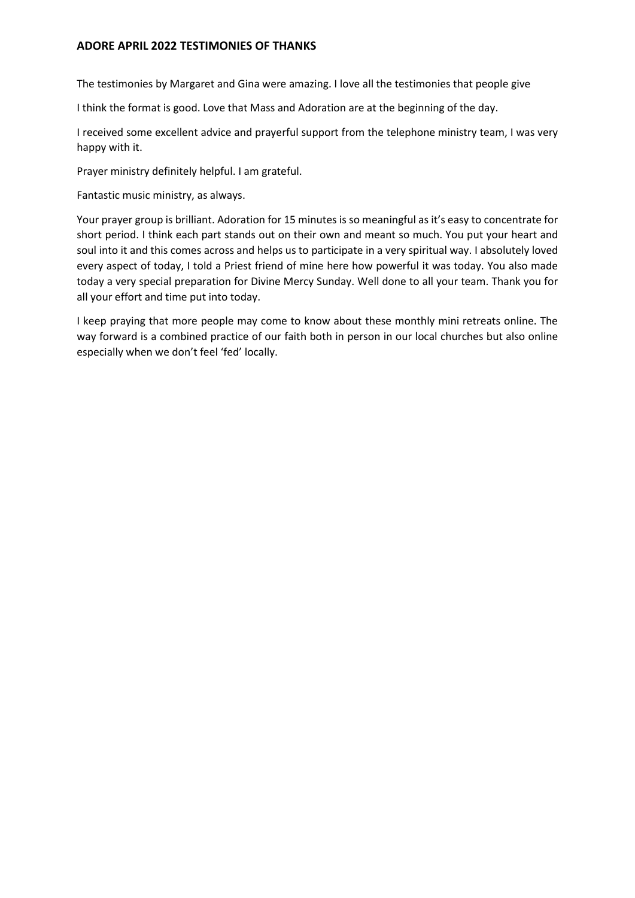**ADORE APRIL 2022 TESTIMONIES OF THANKS**

The testimonies by Margaret and Gina were amazing. I love all the testimonies that people give

I think the format is good. Love that Mass and Adoration are at the beginning of the day.

I received some excellent advice and prayerful support from the telephone ministry team, I was very happy with it.

Prayer ministry definitely helpful. I am grateful.

Fantastic music ministry, as always.

Your prayer group is brilliant. Adoration for 15 minutes is so meaningful as it's easy to concentrate for short period. I think each part stands out on their own and meant so much. You put your heart and soul into it and this comes across and helps us to participate in a very spiritual way. I absolutely loved every aspect of today, I told a Priest friend of mine here how powerful it was today. You also made today a very special preparation for Divine Mercy Sunday. Well done to all your team. Thank you for all your effort and time put into today.

I keep praying that more people may come to know about these monthly mini retreats online. The way forward is a combined practice of our faith both in person in our local churches but also online especially when we don't feel 'fed' locally.